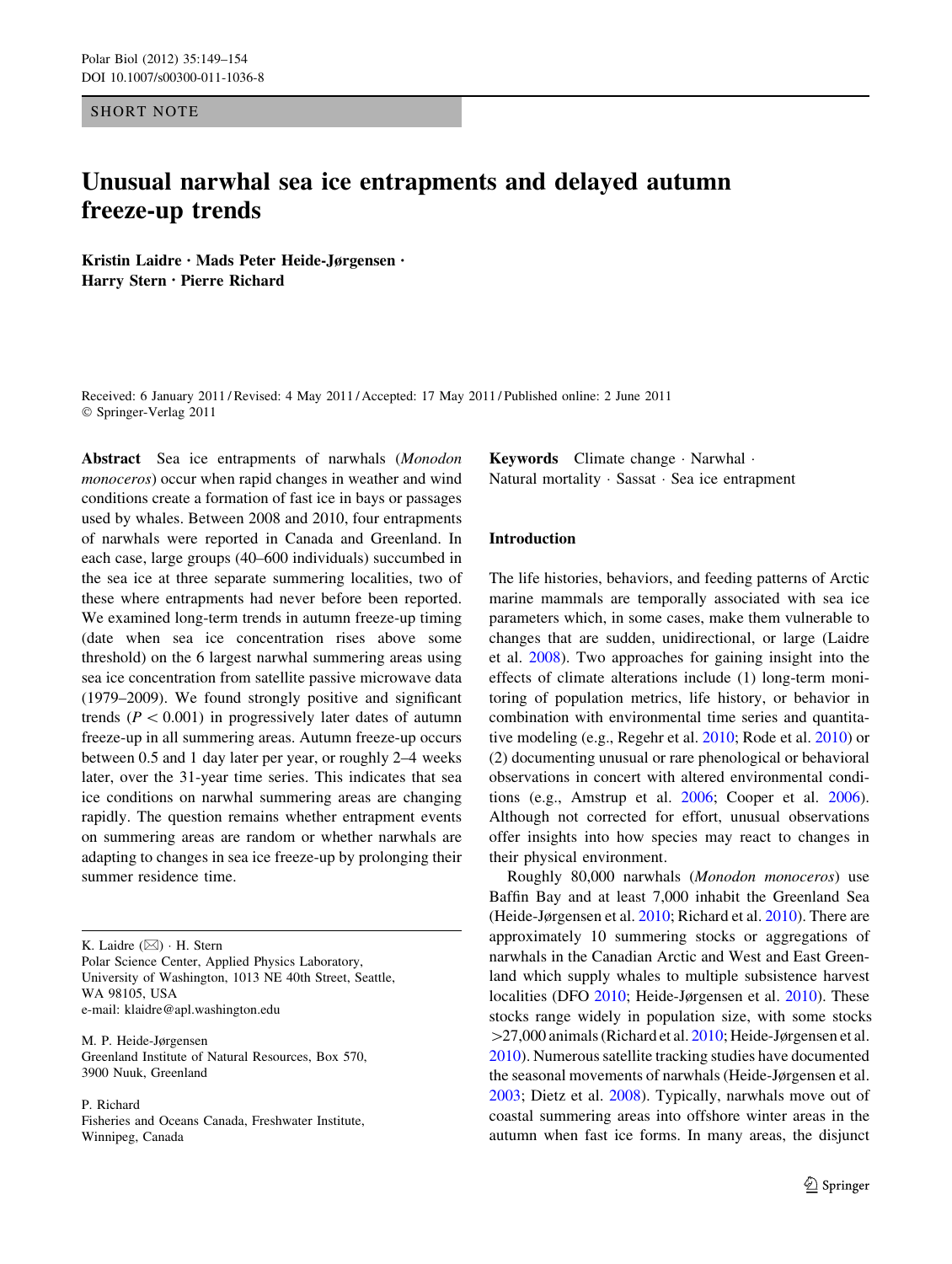SHORT NOTE

# Unusual narwhal sea ice entrapments and delayed autumn freeze-up trends

**Kristin Laidre · Mads Peter Heide-Jørgensen · Harry Stern · Pierre Richard**

Received: 6 January 2011 / Revised: 4 May 2011 / Accepted: 17 May 2011 / Published online: 2 June 2011
© Springer-Verlag 2011

**Abstract** Sea ice entrapments of narwhals (*Monodon monoceros*) occur when rapid changes in weather and wind conditions create a formation of fast ice in bays or passages used by whales. Between 2008 and 2010, four entrapments of narwhals were reported in Canada and Greenland. In each case, large groups (40–600 individuals) succumbed in the sea ice at three separate summering localities, two of these where entrapments had never before been reported. We examined long-term trends in autumn freeze-up timing (date when sea ice concentration rises above some threshold) on the 6 largest narwhal summering areas using sea ice concentration from satellite passive microwave data (1979–2009). We found strongly positive and significant trends ($P < 0.001$) in progressively later dates of autumn freeze-up in all summering areas. Autumn freeze-up occurs between 0.5 and 1 day later per year, or roughly 2–4 weeks later, over the 31-year time series. This indicates that sea ice conditions on narwhal summering areas are changing rapidly. The question remains whether entrapment events on summering areas are random or whether narwhals are adapting to changes in sea ice freeze-up by prolonging their summer residence time.

K. Laidre (✉) · H. Stern
Polar Science Center, Applied Physics Laboratory, University of Washington, 1013 NE 40th Street, Seattle, WA 98105, USA
e-mail: klaidre@apl.washington.edu

M. P. Heide-Jørgensen
Greenland Institute of Natural Resources, Box 570, 3900 Nuuk, Greenland

P. Richard
Fisheries and Oceans Canada, Freshwater Institute, Winnipeg, Canada

**Keywords** Climate change · Narwhal · Natural mortality · Sassat · Sea ice entrapment

## Introduction

The life histories, behaviors, and feeding patterns of Arctic marine mammals are temporally associated with sea ice parameters which, in some cases, make them vulnerable to changes that are sudden, unidirectional, or large (Laidre et al. 2008). Two approaches for gaining insight into the effects of climate alterations include (1) long-term monitoring of population metrics, life history, or behavior in combination with environmental time series and quantitative modeling (e.g., Regehr et al. 2010; Rode et al. 2010) or (2) documenting unusual or rare phenological or behavioral observations in concert with altered environmental conditions (e.g., Amstrup et al. 2006; Cooper et al. 2006). Although not corrected for effort, unusual observations offer insights into how species may react to changes in their physical environment.

Roughly 80,000 narwhals (*Monodon monoceros*) use Baffin Bay and at least 7,000 inhabit the Greenland Sea (Heide-Jørgensen et al. 2010; Richard et al. 2010). There are approximately 10 summering stocks or aggregations of narwhals in the Canadian Arctic and West and East Greenland which supply whales to multiple subsistence harvest localities (DFO 2010; Heide-Jørgensen et al. 2010). These stocks range widely in population size, with some stocks >27,000 animals (Richard et al. 2010; Heide-Jørgensen et al. 2010). Numerous satellite tracking studies have documented the seasonal movements of narwhals (Heide-Jørgensen et al. 2003; Dietz et al. 2008). Typically, narwhals move out of coastal summering areas into offshore winter areas in the autumn when fast ice forms. In many areas, the disjunct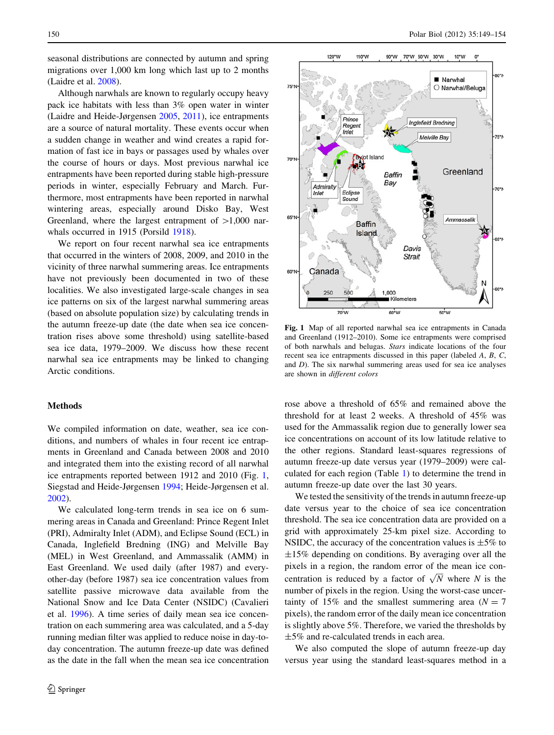seasonal distributions are connected by autumn and spring migrations over 1,000 km long which last up to 2 months (Laidre et al. 2008).

Although narwhals are known to regularly occupy heavy pack ice habitats with less than 3% open water in winter (Laidre and Heide-Jørgensen 2005, 2011), ice entrapments are a source of natural mortality. These events occur when a sudden change in weather and wind creates a rapid formation of fast ice in bays or passages used by whales over the course of hours or days. Most previous narwhal ice entrapments have been reported during stable high-pressure periods in winter, especially February and March. Furthermore, most entrapments have been reported in narwhal wintering areas, especially around Disko Bay, West Greenland, where the largest entrapment of >1,000 narwhals occurred in 1915 (Porsild 1918).

We report on four recent narwhal sea ice entrapments that occurred in the winters of 2008, 2009, and 2010 in the vicinity of three narwhal summering areas. Ice entrapments have not previously been documented in two of these localities. We also investigated large-scale changes in sea ice patterns on six of the largest narwhal summering areas (based on absolute population size) by calculating trends in the autumn freeze-up date (the date when sea ice concentration rises above some threshold) using satellite-based sea ice data, 1979–2009. We discuss how these recent narwhal sea ice entrapments may be linked to changing Arctic conditions.

**Fig. 1** Map of all reported narwhal sea ice entrapments in Canada and Greenland (1912–2010). Some ice entrapments were comprised of both narwhals and belugas. *Stars* indicate locations of the four recent sea ice entrapments discussed in this paper (labeled *A*, *B*, *C*, and *D*). The six narwhal summering areas used for sea ice analyses are shown in *different colors*

## Methods

We compiled information on date, weather, sea ice conditions, and numbers of whales in four recent ice entrapments in Greenland and Canada between 2008 and 2010 and integrated them into the existing record of all narwhal ice entrapments reported between 1912 and 2010 (Fig. 1, Siegstad and Heide-Jørgensen 1994; Heide-Jørgensen et al. 2002).

We calculated long-term trends in sea ice on 6 summering areas in Canada and Greenland: Prince Regent Inlet (PRI), Admiralty Inlet (ADM), and Eclipse Sound (ECL) in Canada, Inglefield Bredning (ING) and Melville Bay (MEL) in West Greenland, and Ammassalik (AMM) in East Greenland. We used daily (after 1987) and every-other-day (before 1987) sea ice concentration values from the satellite passive microwave data available from the National Snow and Ice Data Center (NSIDC) (Cavalieri et al. 1996). A time series of daily mean sea ice concentration on each summering area was calculated, and a 5-day running median filter was applied to reduce noise in day-to-day concentration. The autumn freeze-up date was defined as the date in the fall when the mean sea ice concentration rose above a threshold of 65% and remained above the threshold for at least 2 weeks. A threshold of 45% was used for the Ammassalik region due to generally lower sea ice concentrations on account of its low latitude relative to the other regions. Standard least-squares regressions of autumn freeze-up date versus year (1979–2009) were calculated for each region (Table 1) to determine the trend in autumn freeze-up date over the last 30 years.

We tested the sensitivity of the trends in autumn freeze-up date versus year to the choice of sea ice concentration threshold. The sea ice concentration data are provided on a grid with approximately 25-km pixel size. According to NSIDC, the accuracy of the concentration values is ±5% to ±15% depending on conditions. By averaging over all the pixels in a region, the random error of the mean ice concentration is reduced by a factor of $\sqrt{N}$ where $N$ is the number of pixels in the region. Using the worst-case uncertainty of 15% and the smallest summering area ($N = 7$ pixels), the random error of the daily mean ice concentration is slightly above 5%. Therefore, we varied the thresholds by ±5% and re-calculated trends in each area.

We also computed the slope of autumn freeze-up day versus year using the standard least-squares method in a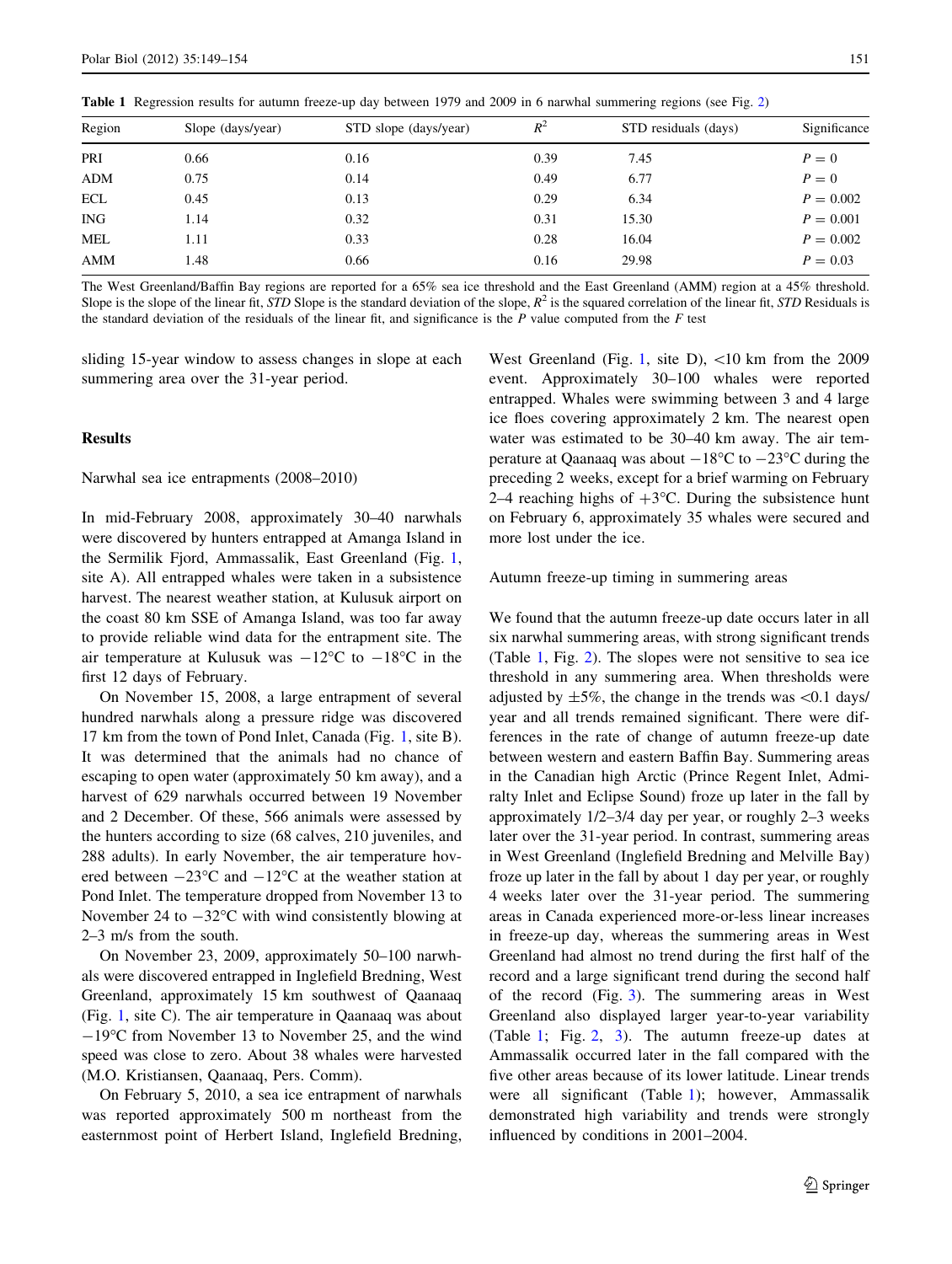**Table 1** Regression results for autumn freeze-up day between 1979 and 2009 in 6 narwhal summering regions (see Fig. 2)

| Region | Slope (days/year) | STD slope (days/year) | $R^2$ | STD residuals (days) | Significance |
|---|---|---|---|---|---|
| PRI | 0.66 | 0.16 | 0.39 | 7.45 | $P = 0$ |
| ADM | 0.75 | 0.14 | 0.49 | 6.77 | $P = 0$ |
| ECL | 0.45 | 0.13 | 0.29 | 6.34 | $P = 0.002$ |
| ING | 1.14 | 0.32 | 0.31 | 15.30 | $P = 0.001$ |
| MEL | 1.11 | 0.33 | 0.28 | 16.04 | $P = 0.002$ |
| AMM | 1.48 | 0.66 | 0.16 | 29.98 | $P = 0.03$ |

The West Greenland/Baffin Bay regions are reported for a 65% sea ice threshold and the East Greenland (AMM) region at a 45% threshold. Slope is the slope of the linear fit, *STD* Slope is the standard deviation of the slope, $R^2$ is the squared correlation of the linear fit, *STD* Residuals is the standard deviation of the residuals of the linear fit, and significance is the *P* value computed from the *F* test

sliding 15-year window to assess changes in slope at each summering area over the 31-year period.

## Results

### Narwhal sea ice entrapments (2008–2010)

In mid-February 2008, approximately 30–40 narwhals were discovered by hunters entrapped at Amanga Island in the Sermilik Fjord, Ammassalik, East Greenland (Fig. 1, site A). All entrapped whales were taken in a subsistence harvest. The nearest weather station, at Kulusuk airport on the coast 80 km SSE of Amanga Island, was too far away to provide reliable wind data for the entrapment site. The air temperature at Kulusuk was −12°C to −18°C in the first 12 days of February.

On November 15, 2008, a large entrapment of several hundred narwhals along a pressure ridge was discovered 17 km from the town of Pond Inlet, Canada (Fig. 1, site B). It was determined that the animals had no chance of escaping to open water (approximately 50 km away), and a harvest of 629 narwhals occurred between 19 November and 2 December. Of these, 566 animals were assessed by the hunters according to size (68 calves, 210 juveniles, and 288 adults). In early November, the air temperature hovered between −23°C and −12°C at the weather station at Pond Inlet. The temperature dropped from November 13 to November 24 to −32°C with wind consistently blowing at 2–3 m/s from the south.

On November 23, 2009, approximately 50–100 narwhals were discovered entrapped in Inglefield Bredning, West Greenland, approximately 15 km southwest of Qaanaaq (Fig. 1, site C). The air temperature in Qaanaaq was about −19°C from November 13 to November 25, and the wind speed was close to zero. About 38 whales were harvested (M.O. Kristiansen, Qaanaaq, Pers. Comm).

On February 5, 2010, a sea ice entrapment of narwhals was reported approximately 500 m northeast from the easternmost point of Herbert Island, Inglefield Bredning, West Greenland (Fig. 1, site D), <10 km from the 2009 event. Approximately 30–100 whales were reported entrapped. Whales were swimming between 3 and 4 large ice floes covering approximately 2 km. The nearest open water was estimated to be 30–40 km away. The air temperature at Qaanaaq was about −18°C to −23°C during the preceding 2 weeks, except for a brief warming on February 2–4 reaching highs of +3°C. During the subsistence hunt on February 6, approximately 35 whales were secured and more lost under the ice.

### Autumn freeze-up timing in summering areas

We found that the autumn freeze-up date occurs later in all six narwhal summering areas, with strong significant trends (Table 1, Fig. 2). The slopes were not sensitive to sea ice threshold in any summering area. When thresholds were adjusted by ±5%, the change in the trends was <0.1 days/year and all trends remained significant. There were differences in the rate of change of autumn freeze-up date between western and eastern Baffin Bay. Summering areas in the Canadian high Arctic (Prince Regent Inlet, Admiralty Inlet and Eclipse Sound) froze up later in the fall by approximately 1/2–3/4 day per year, or roughly 2–3 weeks later over the 31-year period. In contrast, summering areas in West Greenland (Inglefield Bredning and Melville Bay) froze up later in the fall by about 1 day per year, or roughly 4 weeks later over the 31-year period. The summering areas in Canada experienced more-or-less linear increases in freeze-up day, whereas the summering areas in West Greenland had almost no trend during the first half of the record and a large significant trend during the second half of the record (Fig. 3). The summering areas in West Greenland also displayed larger year-to-year variability (Table 1; Fig. 2, 3). The autumn freeze-up dates at Ammassalik occurred later in the fall compared with the five other areas because of its lower latitude. Linear trends were all significant (Table 1); however, Ammassalik demonstrated high variability and trends were strongly influenced by conditions in 2001–2004.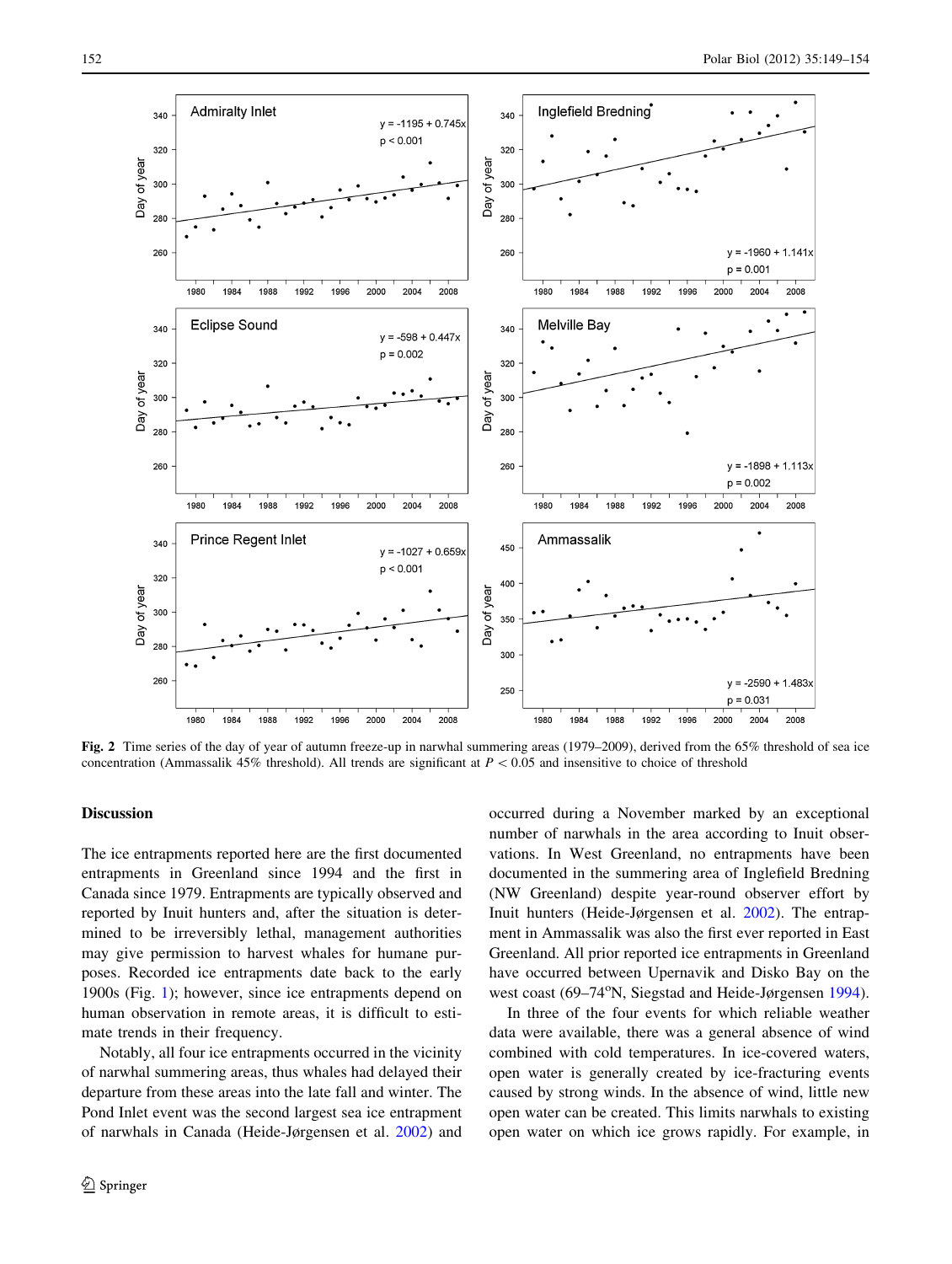Fig. 2 Time series of the day of year of autumn freeze-up in narwhal summering areas (1979–2009), derived from the 65% threshold of sea ice concentration (Ammassalik 45% threshold). All trends are significant at $P < 0.05$ and insensitive to choice of threshold

## Discussion

The ice entrapments reported here are the first documented entrapments in Greenland since 1994 and the first in Canada since 1979. Entrapments are typically observed and reported by Inuit hunters and, after the situation is determined to be irreversibly lethal, management authorities may give permission to harvest whales for humane purposes. Recorded ice entrapments date back to the early 1900s (Fig. 1); however, since ice entrapments depend on human observation in remote areas, it is difficult to estimate trends in their frequency.

Notably, all four ice entrapments occurred in the vicinity of narwhal summering areas, thus whales had delayed their departure from these areas into the late fall and winter. The Pond Inlet event was the second largest sea ice entrapment of narwhals in Canada (Heide-Jørgensen et al. 2002) and occurred during a November marked by an exceptional number of narwhals in the area according to Inuit observations. In West Greenland, no entrapments have been documented in the summering area of Inglefield Bredning (NW Greenland) despite year-round observer effort by Inuit hunters (Heide-Jørgensen et al. 2002). The entrapment in Ammassalik was also the first ever reported in East Greenland. All prior reported ice entrapments in Greenland have occurred between Upernavik and Disko Bay on the west coast (69–74°N, Siegstad and Heide-Jørgensen 1994).

In three of the four events for which reliable weather data were available, there was a general absence of wind combined with cold temperatures. In ice-covered waters, open water is generally created by ice-fracturing events caused by strong winds. In the absence of wind, little new open water can be created. This limits narwhals to existing open water on which ice grows rapidly. For example, in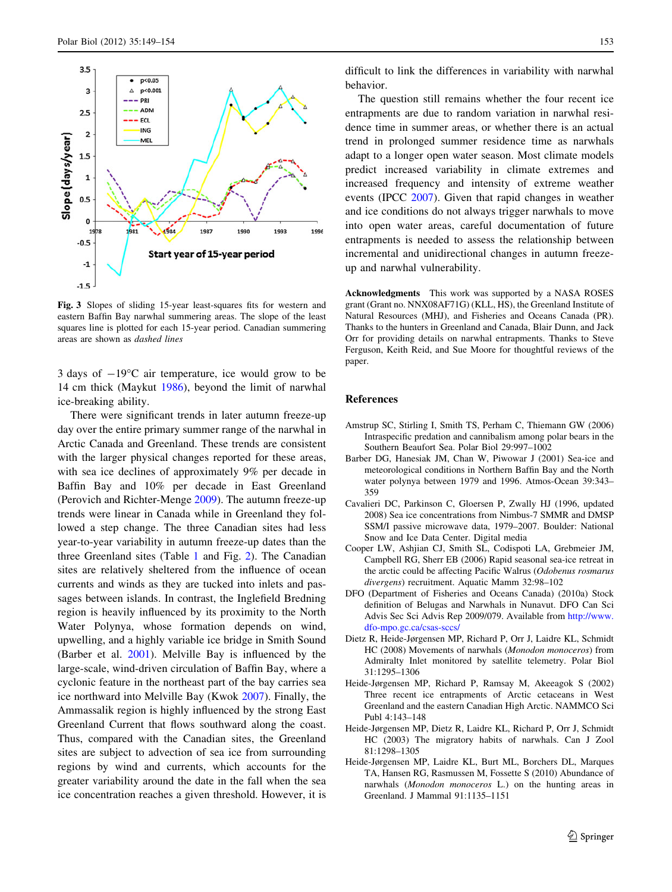3.5

3

2.5

2

1.5

1

0.5

0

-0.5

-1

-1.5

Slope (days/year)

1978 1981 1984 1987 1990 1993 1996

Start year of 15-year period

• p<0.05
△ p<0.001
PRI
ADM
ECL
ING
MEL

**Fig. 3** Slopes of sliding 15-year least-squares fits for western and eastern Baffin Bay narwhal summering areas. The slope of the least squares line is plotted for each 15-year period. Canadian summering areas are shown as *dashed lines*

3 days of −19°C air temperature, ice would grow to be 14 cm thick (Maykut 1986), beyond the limit of narwhal ice-breaking ability.

There were significant trends in later autumn freeze-up day over the entire primary summer range of the narwhal in Arctic Canada and Greenland. These trends are consistent with the larger physical changes reported for these areas, with sea ice declines of approximately 9% per decade in Baffin Bay and 10% per decade in East Greenland (Perovich and Richter-Menge 2009). The autumn freeze-up trends were linear in Canada while in Greenland they followed a step change. The three Canadian sites had less year-to-year variability in autumn freeze-up dates than the three Greenland sites (Table 1 and Fig. 2). The Canadian sites are relatively sheltered from the influence of ocean currents and winds as they are tucked into inlets and passages between islands. In contrast, the Inglefield Bredning region is heavily influenced by its proximity to the North Water Polynya, whose formation depends on wind, upwelling, and a highly variable ice bridge in Smith Sound (Barber et al. 2001). Melville Bay is influenced by the large-scale, wind-driven circulation of Baffin Bay, where a cyclonic feature in the northeast part of the bay carries sea ice northward into Melville Bay (Kwok 2007). Finally, the Ammassalik region is highly influenced by the strong East Greenland Current that flows southward along the coast. Thus, compared with the Canadian sites, the Greenland sites are subject to advection of sea ice from surrounding regions by wind and currents, which accounts for the greater variability around the date in the fall when the sea ice concentration reaches a given threshold. However, it is difficult to link the differences in variability with narwhal behavior.

The question still remains whether the four recent ice entrapments are due to random variation in narwhal residence time in summer areas, or whether there is an actual trend in prolonged summer residence time as narwhals adapt to a longer open water season. Most climate models predict increased variability in climate extremes and increased frequency and intensity of extreme weather events (IPCC 2007). Given that rapid changes in weather and ice conditions do not always trigger narwhals to move into open water areas, careful documentation of future entrapments is needed to assess the relationship between incremental and unidirectional changes in autumn freeze-up and narwhal vulnerability.

**Acknowledgments** This work was supported by a NASA ROSES grant (Grant no. NNX08AF71G) (KLL, HS), the Greenland Institute of Natural Resources (MHJ), and Fisheries and Oceans Canada (PR). Thanks to the hunters in Greenland and Canada, Blair Dunn, and Jack Orr for providing details on narwhal entrapments. Thanks to Steve Ferguson, Keith Reid, and Sue Moore for thoughtful reviews of the paper.

## References

Amstrup SC, Stirling I, Smith TS, Perham C, Thiemann GW (2006) Intraspecific predation and cannibalism among polar bears in the Southern Beaufort Sea. Polar Biol 29:997–1002

Barber DG, Hanesiak JM, Chan W, Piwowar J (2001) Sea-ice and meteorological conditions in Northern Baffin Bay and the North water polynya between 1979 and 1996. Atmos-Ocean 39:343–359

Cavalieri DC, Parkinson C, Gloersen P, Zwally HJ (1996, updated 2008) Sea ice concentrations from Nimbus-7 SMMR and DMSP SSM/I passive microwave data, 1979–2007. Boulder: National Snow and Ice Data Center. Digital media

Cooper LW, Ashjian CJ, Smith SL, Codispoti LA, Grebmeier JM, Campbell RG, Sherr EB (2006) Rapid seasonal sea-ice retreat in the arctic could be affecting Pacific Walrus (*Odobenus rosmarus divergens*) recruitment. Aquatic Mamm 32:98–102

DFO (Department of Fisheries and Oceans Canada) (2010a) Stock definition of Belugas and Narwhals in Nunavut. DFO Can Sci Advis Sec Sci Advis Rep 2009/079. Available from http://www.dfo-mpo.gc.ca/csas-sccs/

Dietz R, Heide-Jørgensen MP, Richard P, Orr J, Laidre KL, Schmidt HC (2008) Movements of narwhals (*Monodon monoceros*) from Admiralty Inlet monitored by satellite telemetry. Polar Biol 31:1295–1306

Heide-Jørgensen MP, Richard P, Ramsay M, Akeeagok S (2002) Three recent ice entrapments of Arctic cetaceans in West Greenland and the eastern Canadian High Arctic. NAMMCO Sci Publ 4:143–148

Heide-Jørgensen MP, Dietz R, Laidre KL, Richard P, Orr J, Schmidt HC (2003) The migratory habits of narwhals. Can J Zool 81:1298–1305

Heide-Jørgensen MP, Laidre KL, Burt ML, Borchers DL, Marques TA, Hansen RG, Rasmussen M, Fossette S (2010) Abundance of narwhals (*Monodon monoceros* L.) on the hunting areas in Greenland. J Mammal 91:1135–1151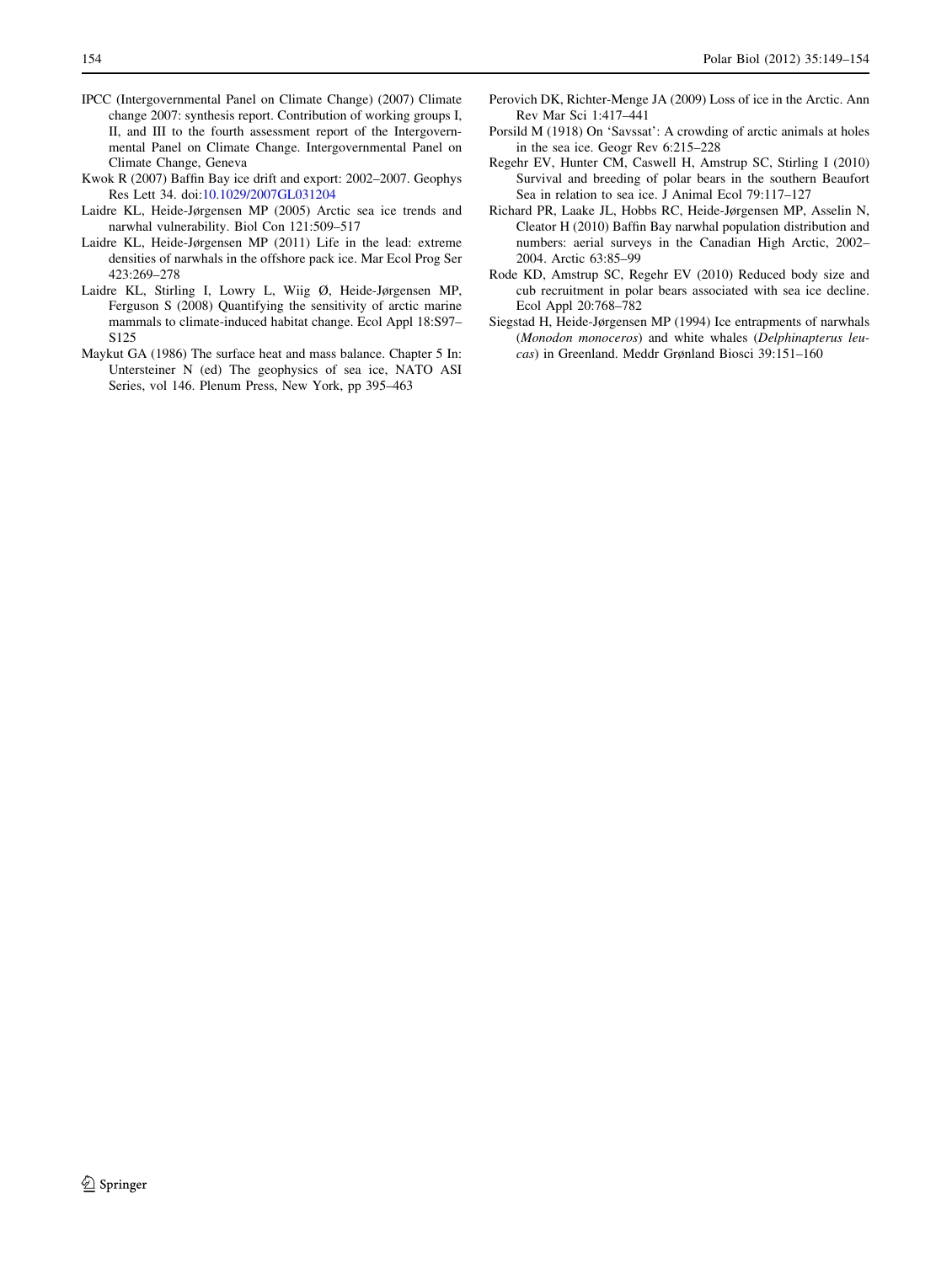IPCC (Intergovernmental Panel on Climate Change) (2007) Climate change 2007: synthesis report. Contribution of working groups I, II, and III to the fourth assessment report of the Intergovernmental Panel on Climate Change. Intergovernmental Panel on Climate Change, Geneva

Kwok R (2007) Baffin Bay ice drift and export: 2002–2007. Geophys Res Lett 34. doi:10.1029/2007GL031204

Laidre KL, Heide-Jørgensen MP (2005) Arctic sea ice trends and narwhal vulnerability. Biol Con 121:509–517

Laidre KL, Heide-Jørgensen MP (2011) Life in the lead: extreme densities of narwhals in the offshore pack ice. Mar Ecol Prog Ser 423:269–278

Laidre KL, Stirling I, Lowry L, Wiig Ø, Heide-Jørgensen MP, Ferguson S (2008) Quantifying the sensitivity of arctic marine mammals to climate-induced habitat change. Ecol Appl 18:S97–S125

Maykut GA (1986) The surface heat and mass balance. Chapter 5 In: Untersteiner N (ed) The geophysics of sea ice, NATO ASI Series, vol 146. Plenum Press, New York, pp 395–463

Perovich DK, Richter-Menge JA (2009) Loss of ice in the Arctic. Ann Rev Mar Sci 1:417–441

Porsild M (1918) On 'Savssat': A crowding of arctic animals at holes in the sea ice. Geogr Rev 6:215–228

Regehr EV, Hunter CM, Caswell H, Amstrup SC, Stirling I (2010) Survival and breeding of polar bears in the southern Beaufort Sea in relation to sea ice. J Animal Ecol 79:117–127

Richard PR, Laake JL, Hobbs RC, Heide-Jørgensen MP, Asselin N, Cleator H (2010) Baffin Bay narwhal population distribution and numbers: aerial surveys in the Canadian High Arctic, 2002–2004. Arctic 63:85–99

Rode KD, Amstrup SC, Regehr EV (2010) Reduced body size and cub recruitment in polar bears associated with sea ice decline. Ecol Appl 20:768–782

Siegstad H, Heide-Jørgensen MP (1994) Ice entrapments of narwhals (*Monodon monoceros*) and white whales (*Delphinapterus leucas*) in Greenland. Meddr Grønland Biosci 39:151–160